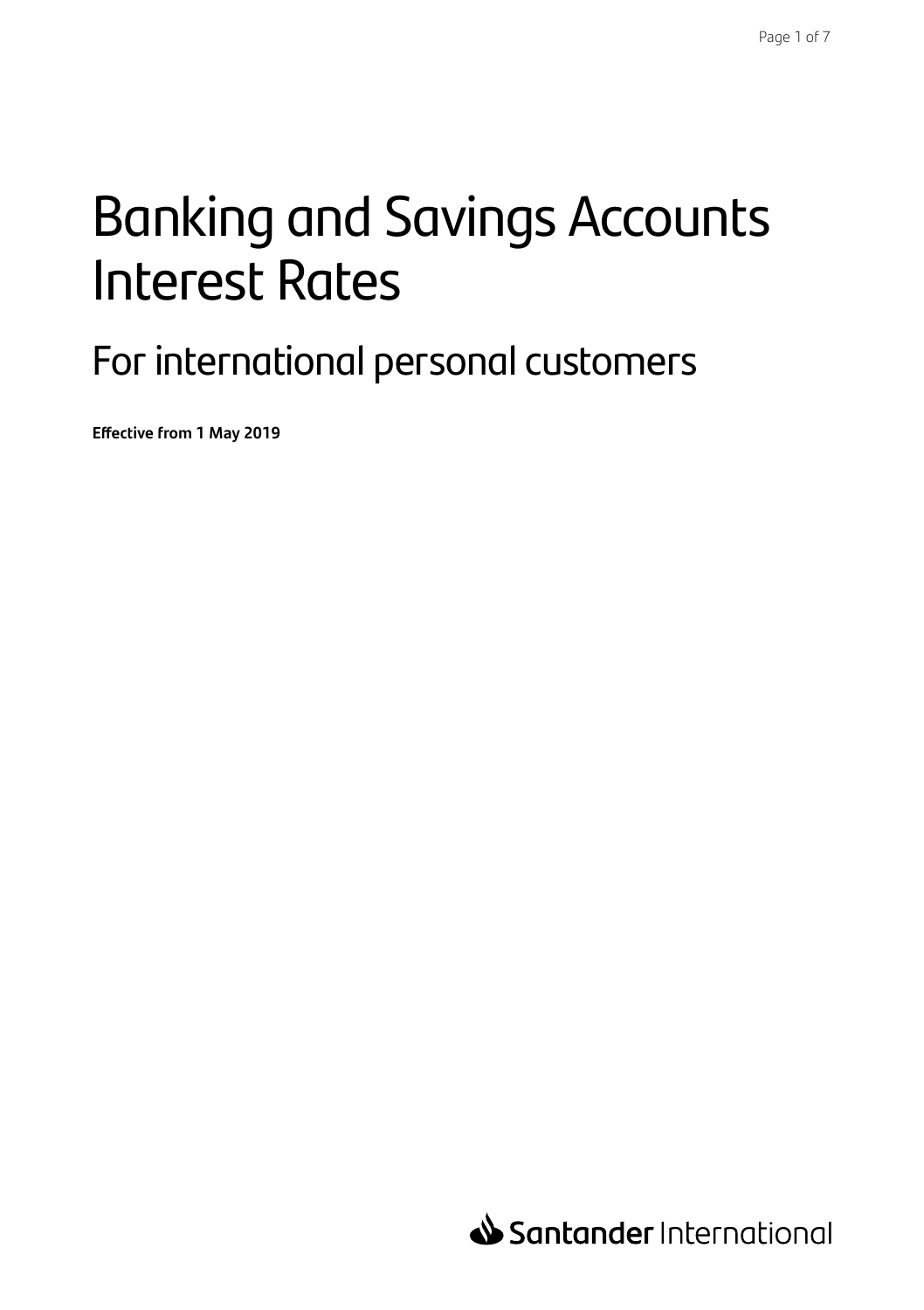# Banking and Savings Accounts Interest Rates

## For international personal customers

**Effective from 1 May 2019**

Santander International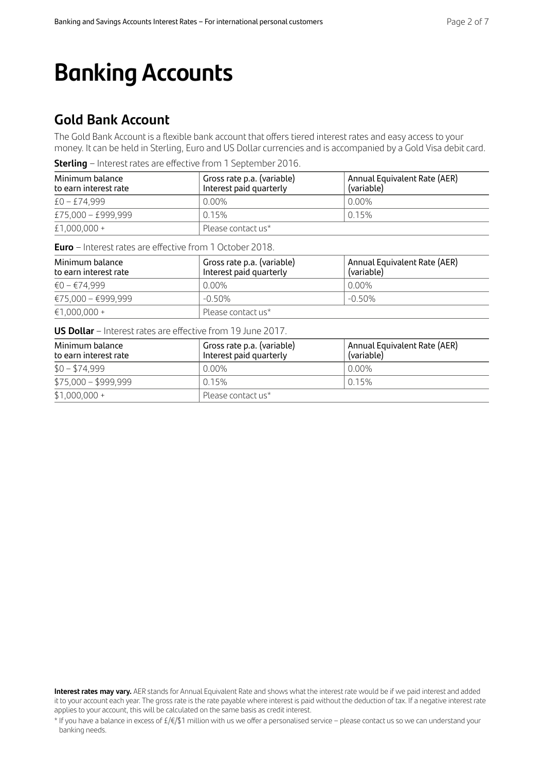# Banking Accounts

## Gold Bank Account

The Gold Bank Account is a flexible bank account that offers tiered interest rates and easy access to your money. It can be held in Sterling, Euro and US Dollar currencies and is accompanied by a Gold Visa debit card.

**Sterling** – Interest rates are effective from 1 September 2016.

| Minimum balance to earn interest rate | Gross rate p.a. (variable) Interest paid quarterly | Annual Equivalent Rate (AER) (variable) |
|---|---|---|
| £0 – £74,999 | 0.00% | 0.00% |
| £75,000 – £999,999 | 0.15% | 0.15% |
| £1,000,000 + | Please contact us* | |

**Euro** – Interest rates are effective from 1 October 2018.

| Minimum balance to earn interest rate | Gross rate p.a. (variable) Interest paid quarterly | Annual Equivalent Rate (AER) (variable) |
|---|---|---|
| €0 – €74,999 | 0.00% | 0.00% |
| €75,000 – €999,999 | -0.50% | -0.50% |
| €1,000,000 + | Please contact us* | |

**US Dollar** – Interest rates are effective from 19 June 2017.

| Minimum balance to earn interest rate | Gross rate p.a. (variable) Interest paid quarterly | Annual Equivalent Rate (AER) (variable) |
|---|---|---|
| $0 – $74,999 | 0.00% | 0.00% |
| $75,000 – $999,999 | 0.15% | 0.15% |
| $1,000,000 + | Please contact us* | |

**Interest rates may vary.** AER stands for Annual Equivalent Rate and shows what the interest rate would be if we paid interest and added it to your account each year. The gross rate is the rate payable where interest is paid without the deduction of tax. If a negative interest rate applies to your account, this will be calculated on the same basis as credit interest.

* If you have a balance in excess of £/€/$1 million with us we offer a personalised service – please contact us so we can understand your banking needs.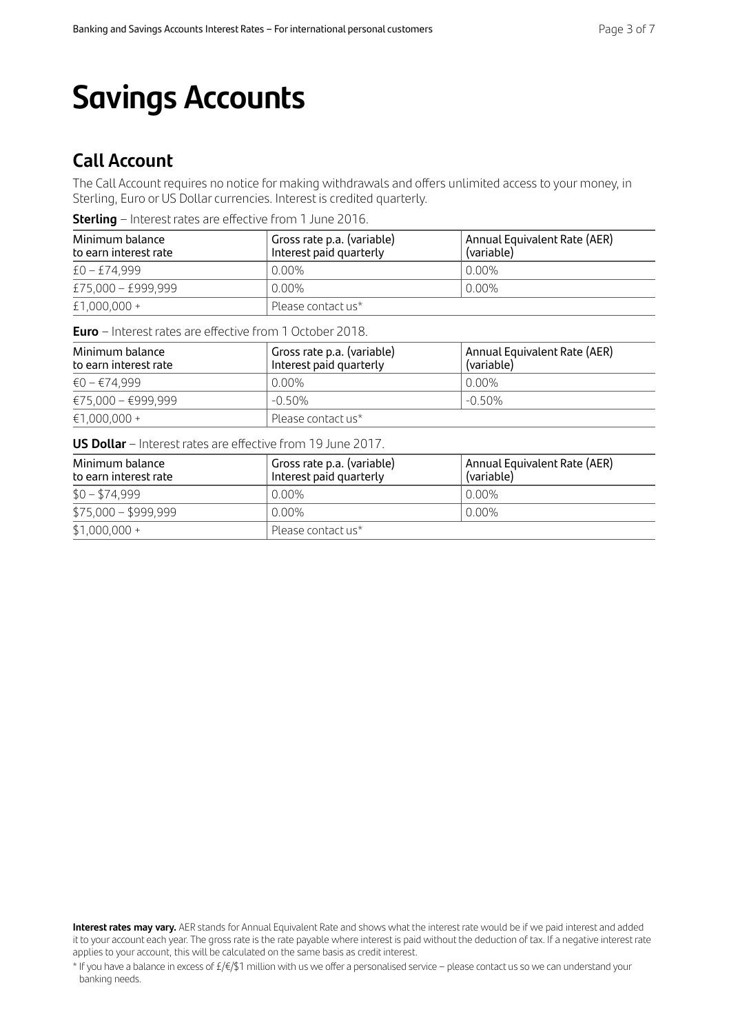# Savings Accounts

## Call Account

The Call Account requires no notice for making withdrawals and offers unlimited access to your money, in Sterling, Euro or US Dollar currencies. Interest is credited quarterly.

**Sterling** – Interest rates are effective from 1 June 2016.

| Minimum balance to earn interest rate | Gross rate p.a. (variable) Interest paid quarterly | Annual Equivalent Rate (AER) (variable) |
|---|---|---|
| £0 – £74,999 | 0.00% | 0.00% |
| £75,000 – £999,999 | 0.00% | 0.00% |
| £1,000,000 + | Please contact us* | |

**Euro** – Interest rates are effective from 1 October 2018.

| Minimum balance to earn interest rate | Gross rate p.a. (variable) Interest paid quarterly | Annual Equivalent Rate (AER) (variable) |
|---|---|---|
| €0 – €74,999 | 0.00% | 0.00% |
| €75,000 – €999,999 | -0.50% | -0.50% |
| €1,000,000 + | Please contact us* | |

**US Dollar** – Interest rates are effective from 19 June 2017.

| Minimum balance to earn interest rate | Gross rate p.a. (variable) Interest paid quarterly | Annual Equivalent Rate (AER) (variable) |
|---|---|---|
| $0 – $74,999 | 0.00% | 0.00% |
| $75,000 – $999,999 | 0.00% | 0.00% |
| $1,000,000 + | Please contact us* | |

**Interest rates may vary.** AER stands for Annual Equivalent Rate and shows what the interest rate would be if we paid interest and added it to your account each year. The gross rate is the rate payable where interest is paid without the deduction of tax. If a negative interest rate applies to your account, this will be calculated on the same basis as credit interest.

* If you have a balance in excess of £/€/$1 million with us we offer a personalised service – please contact us so we can understand your banking needs.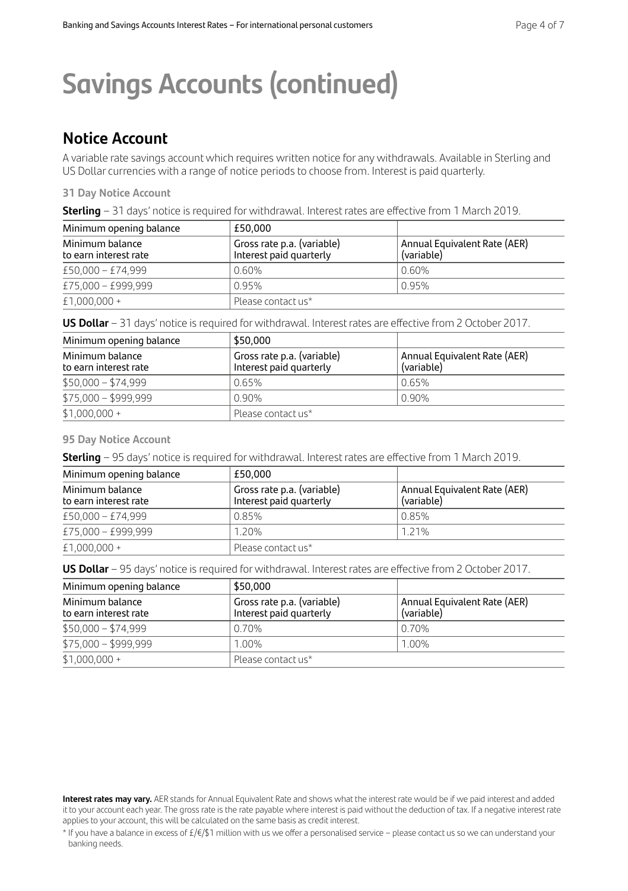# Savings Accounts (continued)

## Notice Account

A variable rate savings account which requires written notice for any withdrawals. Available in Sterling and US Dollar currencies with a range of notice periods to choose from. Interest is paid quarterly.

### 31 Day Notice Account

**Sterling** – 31 days' notice is required for withdrawal. Interest rates are effective from 1 March 2019.

| Minimum opening balance | £50,000 | |
|---|---|---|
| Minimum balance to earn interest rate | Gross rate p.a. (variable) Interest paid quarterly | Annual Equivalent Rate (AER) (variable) |
| £50,000 – £74,999 | 0.60% | 0.60% |
| £75,000 – £999,999 | 0.95% | 0.95% |
| £1,000,000 + | Please contact us* | |

**US Dollar** – 31 days' notice is required for withdrawal. Interest rates are effective from 2 October 2017.

| Minimum opening balance | $50,000 | |
|---|---|---|
| Minimum balance to earn interest rate | Gross rate p.a. (variable) Interest paid quarterly | Annual Equivalent Rate (AER) (variable) |
| $50,000 – $74,999 | 0.65% | 0.65% |
| $75,000 – $999,999 | 0.90% | 0.90% |
| $1,000,000 + | Please contact us* | |

### 95 Day Notice Account

**Sterling** – 95 days' notice is required for withdrawal. Interest rates are effective from 1 March 2019.

| Minimum opening balance | £50,000 | |
|---|---|---|
| Minimum balance to earn interest rate | Gross rate p.a. (variable) Interest paid quarterly | Annual Equivalent Rate (AER) (variable) |
| £50,000 – £74,999 | 0.85% | 0.85% |
| £75,000 – £999,999 | 1.20% | 1.21% |
| £1,000,000 + | Please contact us* | |

**US Dollar** – 95 days' notice is required for withdrawal. Interest rates are effective from 2 October 2017.

| Minimum opening balance | $50,000 | |
|---|---|---|
| Minimum balance to earn interest rate | Gross rate p.a. (variable) Interest paid quarterly | Annual Equivalent Rate (AER) (variable) |
| $50,000 – $74,999 | 0.70% | 0.70% |
| $75,000 – $999,999 | 1.00% | 1.00% |
| $1,000,000 + | Please contact us* | |

**Interest rates may vary.** AER stands for Annual Equivalent Rate and shows what the interest rate would be if we paid interest and added it to your account each year. The gross rate is the rate payable where interest is paid without the deduction of tax. If a negative interest rate applies to your account, this will be calculated on the same basis as credit interest.

* If you have a balance in excess of £/€/$1 million with us we offer a personalised service – please contact us so we can understand your banking needs.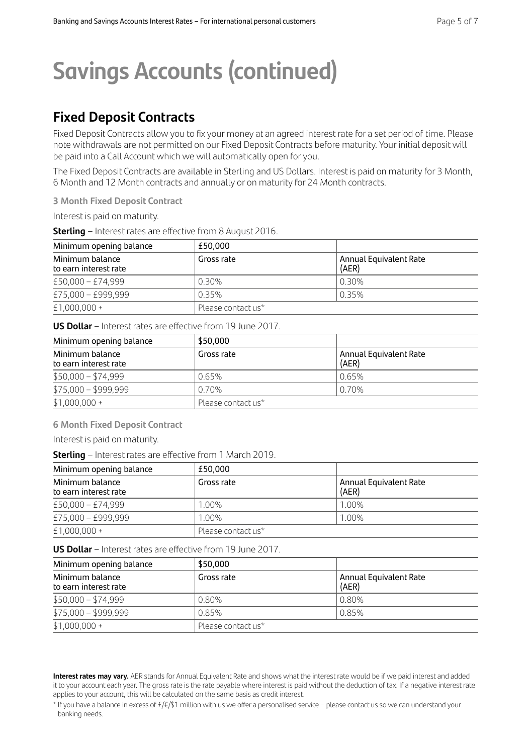# Savings Accounts (continued)

## Fixed Deposit Contracts

Fixed Deposit Contracts allow you to fix your money at an agreed interest rate for a set period of time. Please note withdrawals are not permitted on our Fixed Deposit Contracts before maturity. Your initial deposit will be paid into a Call Account which we will automatically open for you.

The Fixed Deposit Contracts are available in Sterling and US Dollars. Interest is paid on maturity for 3 Month, 6 Month and 12 Month contracts and annually or on maturity for 24 Month contracts.

### 3 Month Fixed Deposit Contract

Interest is paid on maturity.

**Sterling** – Interest rates are effective from 8 August 2016.

| Minimum opening balance | £50,000 | |
|---|---|---|
| Minimum balance to earn interest rate | Gross rate | Annual Equivalent Rate (AER) |
| £50,000 – £74,999 | 0.30% | 0.30% |
| £75,000 – £999,999 | 0.35% | 0.35% |
| £1,000,000 + | Please contact us* | |

**US Dollar** – Interest rates are effective from 19 June 2017.

| Minimum opening balance | $50,000 | |
|---|---|---|
| Minimum balance to earn interest rate | Gross rate | Annual Equivalent Rate (AER) |
| $50,000 – $74,999 | 0.65% | 0.65% |
| $75,000 – $999,999 | 0.70% | 0.70% |
| $1,000,000 + | Please contact us* | |

### 6 Month Fixed Deposit Contract

Interest is paid on maturity.

**Sterling** – Interest rates are effective from 1 March 2019.

| Minimum opening balance | £50,000 | |
|---|---|---|
| Minimum balance to earn interest rate | Gross rate | Annual Equivalent Rate (AER) |
| £50,000 – £74,999 | 1.00% | 1.00% |
| £75,000 – £999,999 | 1.00% | 1.00% |
| £1,000,000 + | Please contact us* | |

**US Dollar** – Interest rates are effective from 19 June 2017.

| Minimum opening balance | $50,000 | |
|---|---|---|
| Minimum balance to earn interest rate | Gross rate | Annual Equivalent Rate (AER) |
| $50,000 – $74,999 | 0.80% | 0.80% |
| $75,000 – $999,999 | 0.85% | 0.85% |
| $1,000,000 + | Please contact us* | |

**Interest rates may vary.** AER stands for Annual Equivalent Rate and shows what the interest rate would be if we paid interest and added it to your account each year. The gross rate is the rate payable where interest is paid without the deduction of tax. If a negative interest rate applies to your account, this will be calculated on the same basis as credit interest.

* If you have a balance in excess of £/€/$1 million with us we offer a personalised service – please contact us so we can understand your banking needs.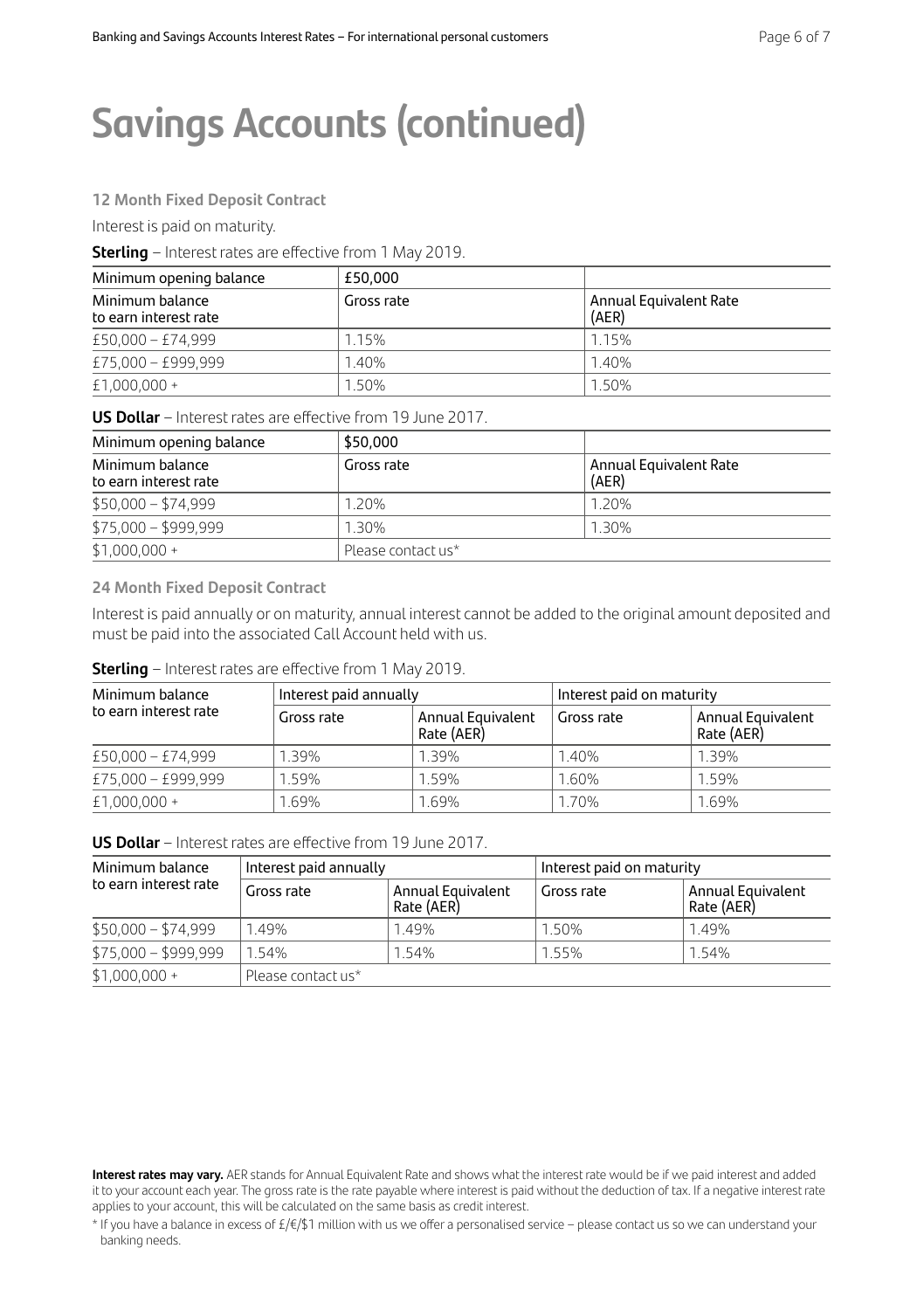# Savings Accounts (continued)

### 12 Month Fixed Deposit Contract

Interest is paid on maturity.

**Sterling** – Interest rates are effective from 1 May 2019.

| Minimum opening balance | £50,000 | |
|---|---|---|
| Minimum balance to earn interest rate | Gross rate | Annual Equivalent Rate (AER) |
| £50,000 – £74,999 | 1.15% | 1.15% |
| £75,000 – £999,999 | 1.40% | 1.40% |
| £1,000,000 + | 1.50% | 1.50% |

**US Dollar** – Interest rates are effective from 19 June 2017.

| Minimum opening balance | $50,000 | |
|---|---|---|
| Minimum balance to earn interest rate | Gross rate | Annual Equivalent Rate (AER) |
| $50,000 – $74,999 | 1.20% | 1.20% |
| $75,000 – $999,999 | 1.30% | 1.30% |
| $1,000,000 + | Please contact us* | |

### 24 Month Fixed Deposit Contract

Interest is paid annually or on maturity, annual interest cannot be added to the original amount deposited and must be paid into the associated Call Account held with us.

**Sterling** – Interest rates are effective from 1 May 2019.

| Minimum balance to earn interest rate | Interest paid annually | | Interest paid on maturity | |
|---|---|---|---|---|
| | Gross rate | Annual Equivalent Rate (AER) | Gross rate | Annual Equivalent Rate (AER) |
| £50,000 – £74,999 | 1.39% | 1.39% | 1.40% | 1.39% |
| £75,000 – £999,999 | 1.59% | 1.59% | 1.60% | 1.59% |
| £1,000,000 + | 1.69% | 1.69% | 1.70% | 1.69% |

**US Dollar** – Interest rates are effective from 19 June 2017.

| Minimum balance to earn interest rate | Interest paid annually | | Interest paid on maturity | |
|---|---|---|---|---|
| | Gross rate | Annual Equivalent Rate (AER) | Gross rate | Annual Equivalent Rate (AER) |
| $50,000 – $74,999 | 1.49% | 1.49% | 1.50% | 1.49% |
| $75,000 – $999,999 | 1.54% | 1.54% | 1.55% | 1.54% |
| $1,000,000 + | Please contact us* | | | |

**Interest rates may vary.** AER stands for Annual Equivalent Rate and shows what the interest rate would be if we paid interest and added it to your account each year. The gross rate is the rate payable where interest is paid without the deduction of tax. If a negative interest rate applies to your account, this will be calculated on the same basis as credit interest.

* If you have a balance in excess of £/€/$1 million with us we offer a personalised service – please contact us so we can understand your banking needs.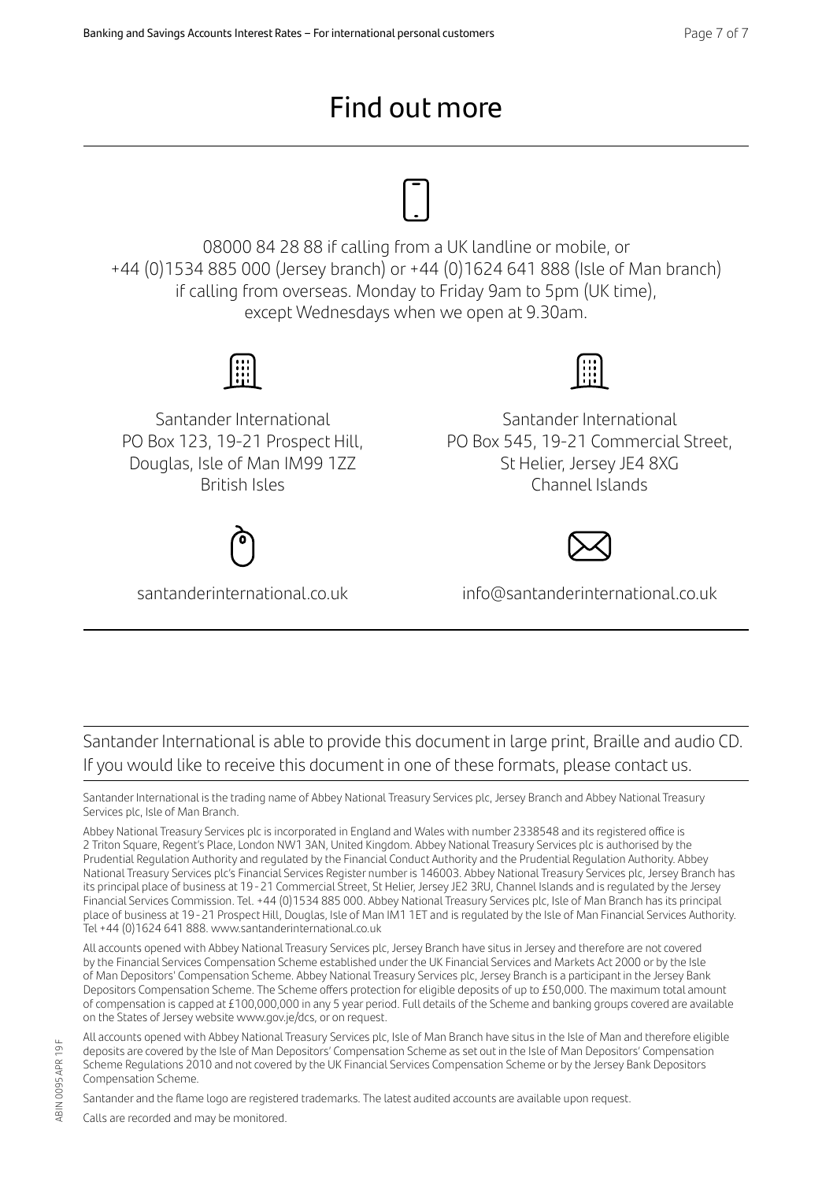# Find out more

08000 84 28 88 if calling from a UK landline or mobile, or
+44 (0)1534 885 000 (Jersey branch) or +44 (0)1624 641 888 (Isle of Man branch)
if calling from overseas. Monday to Friday 9am to 5pm (UK time),
except Wednesdays when we open at 9.30am.

Santander International
PO Box 123, 19-21 Prospect Hill,
Douglas, Isle of Man IM99 1ZZ
British Isles

Santander International
PO Box 545, 19-21 Commercial Street,
St Helier, Jersey JE4 8XG
Channel Islands

santanderinternational.co.uk

info@santanderinternational.co.uk

Santander International is able to provide this document in large print, Braille and audio CD. If you would like to receive this document in one of these formats, please contact us.

Santander International is the trading name of Abbey National Treasury Services plc, Jersey Branch and Abbey National Treasury Services plc, Isle of Man Branch.

Abbey National Treasury Services plc is incorporated in England and Wales with number 2338548 and its registered office is 2 Triton Square, Regent's Place, London NW1 3AN, United Kingdom. Abbey National Treasury Services plc is authorised by the Prudential Regulation Authority and regulated by the Financial Conduct Authority and the Prudential Regulation Authority. Abbey National Treasury Services plc's Financial Services Register number is 146003. Abbey National Treasury Services plc, Jersey Branch has its principal place of business at 19-21 Commercial Street, St Helier, Jersey JE2 3RU, Channel Islands and is regulated by the Jersey Financial Services Commission. Tel. +44 (0)1534 885 000. Abbey National Treasury Services plc, Isle of Man Branch has its principal place of business at 19-21 Prospect Hill, Douglas, Isle of Man IM1 1ET and is regulated by the Isle of Man Financial Services Authority. Tel +44 (0)1624 641 888. www.santanderinternational.co.uk

All accounts opened with Abbey National Treasury Services plc, Jersey Branch have situs in Jersey and therefore are not covered by the Financial Services Compensation Scheme established under the UK Financial Services and Markets Act 2000 or by the Isle of Man Depositors' Compensation Scheme. Abbey National Treasury Services plc, Jersey Branch is a participant in the Jersey Bank Depositors Compensation Scheme. The Scheme offers protection for eligible deposits of up to £50,000. The maximum total amount of compensation is capped at £100,000,000 in any 5 year period. Full details of the Scheme and banking groups covered are available on the States of Jersey website www.gov.je/dcs, or on request.

All accounts opened with Abbey National Treasury Services plc, Isle of Man Branch have situs in the Isle of Man and therefore eligible deposits are covered by the Isle of Man Depositors' Compensation Scheme as set out in the Isle of Man Depositors' Compensation Scheme Regulations 2010 and not covered by the UK Financial Services Compensation Scheme or by the Jersey Bank Depositors Compensation Scheme.

Santander and the flame logo are registered trademarks. The latest audited accounts are available upon request.

Calls are recorded and may be monitored.

ABIN 0095 APR 19 F